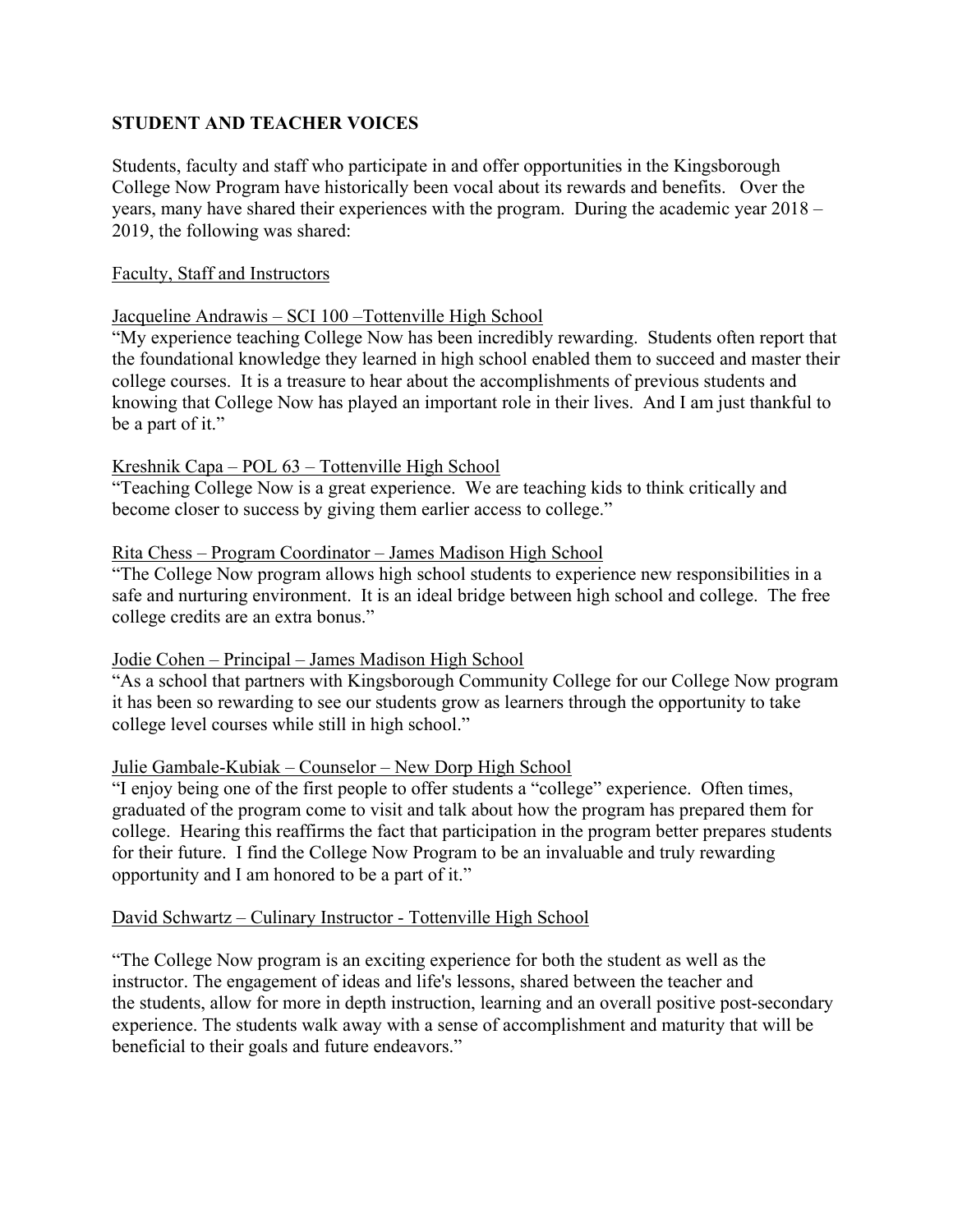## STUDENT AND TEACHER VOICES

Students, faculty and staff who participate in and offer opportunities in the Kingsborough College Now Program have historically been vocal about its rewards and benefits. Over the years, many have shared their experiences with the program. During the academic year 2018 – 2019, the following was shared:

### Faculty, Staff and Instructors

**Jacqueline Andrawis – SCI 100 –Tottenville High School**

"My experience teaching College Now has been incredibly rewarding. Students often report that the foundational knowledge they learned in high school enabled them to succeed and master their college courses. It is a treasure to hear about the accomplishments of previous students and knowing that College Now has played an important role in their lives. And I am just thankful to be a part of it."

**Kreshnik Capa – POL 63 – Tottenville High School**

"Teaching College Now is a great experience. We are teaching kids to think critically and become closer to success by giving them earlier access to college."

**Rita Chess – Program Coordinator – James Madison High School**

"The College Now program allows high school students to experience new responsibilities in a safe and nurturing environment. It is an ideal bridge between high school and college. The free college credits are an extra bonus."

**Jodie Cohen – Principal – James Madison High School**

"As a school that partners with Kingsborough Community College for our College Now program it has been so rewarding to see our students grow as learners through the opportunity to take college level courses while still in high school."

**Julie Gambale-Kubiak – Counselor – New Dorp High School**

"I enjoy being one of the first people to offer students a "college" experience. Often times, graduated of the program come to visit and talk about how the program has prepared them for college. Hearing this reaffirms the fact that participation in the program better prepares students for their future. I find the College Now Program to be an invaluable and truly rewarding opportunity and I am honored to be a part of it."

**David Schwartz – Culinary Instructor - Tottenville High School**

"The College Now program is an exciting experience for both the student as well as the instructor. The engagement of ideas and life's lessons, shared between the teacher and the students, allow for more in depth instruction, learning and an overall positive post-secondary experience. The students walk away with a sense of accomplishment and maturity that will be beneficial to their goals and future endeavors."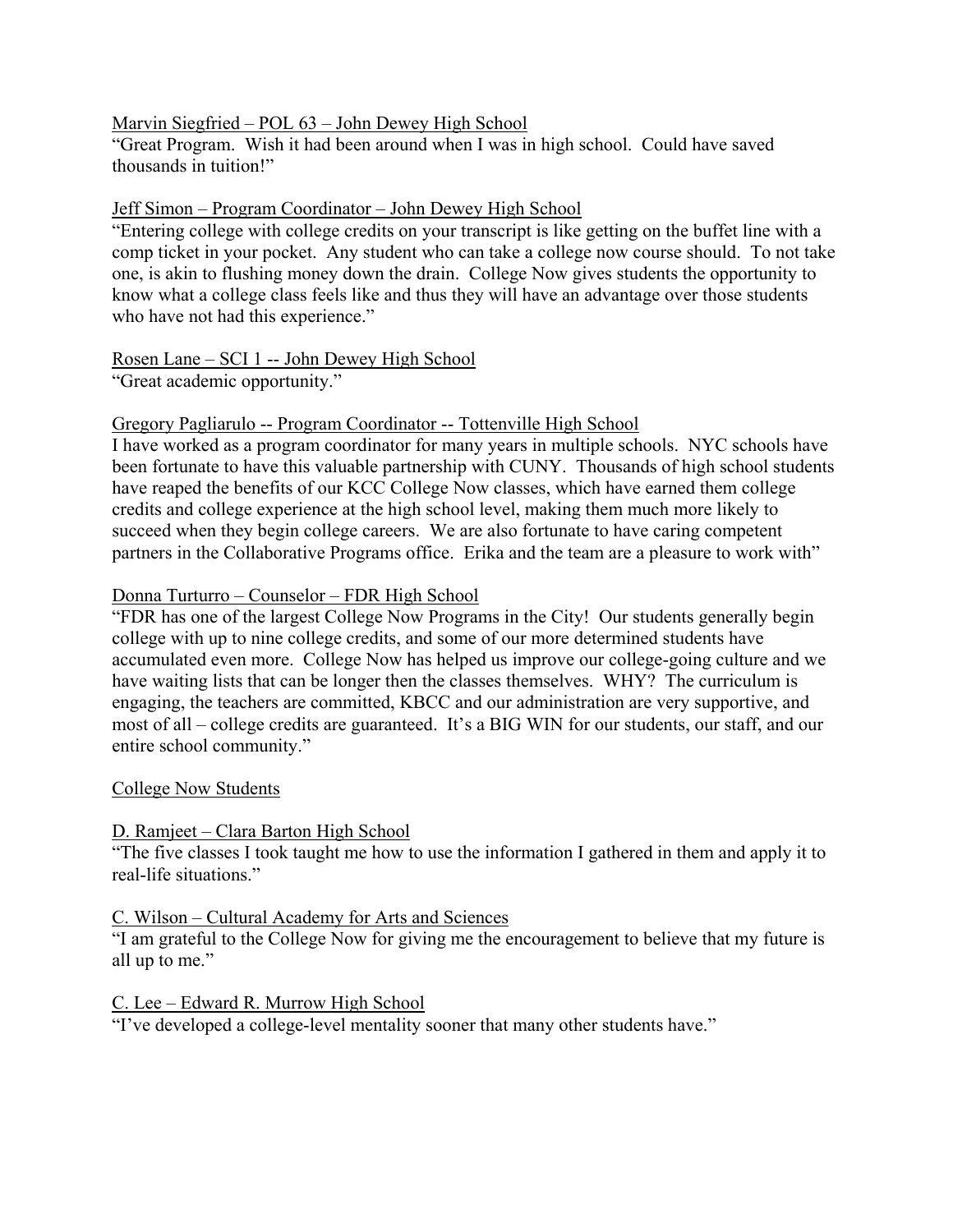<u>Marvin Siegfried – POL 63 – John Dewey High School</u>
"Great Program. Wish it had been around when I was in high school. Could have saved thousands in tuition!"

<u>Jeff Simon – Program Coordinator – John Dewey High School</u>
"Entering college with college credits on your transcript is like getting on the buffet line with a comp ticket in your pocket. Any student who can take a college now course should. To not take one, is akin to flushing money down the drain. College Now gives students the opportunity to know what a college class feels like and thus they will have an advantage over those students who have not had this experience."

<u>Rosen Lane – SCI 1 -- John Dewey High School</u>
"Great academic opportunity."

<u>Gregory Pagliarulo -- Program Coordinator -- Tottenville High School</u>
I have worked as a program coordinator for many years in multiple schools. NYC schools have been fortunate to have this valuable partnership with CUNY. Thousands of high school students have reaped the benefits of our KCC College Now classes, which have earned them college credits and college experience at the high school level, making them much more likely to succeed when they begin college careers. We are also fortunate to have caring competent partners in the Collaborative Programs office. Erika and the team are a pleasure to work with"

<u>Donna Turturro – Counselor – FDR High School</u>
"FDR has one of the largest College Now Programs in the City! Our students generally begin college with up to nine college credits, and some of our more determined students have accumulated even more. College Now has helped us improve our college-going culture and we have waiting lists that can be longer then the classes themselves. WHY? The curriculum is engaging, the teachers are committed, KBCC and our administration are very supportive, and most of all – college credits are guaranteed. It's a BIG WIN for our students, our staff, and our entire school community."

<u>College Now Students</u>

<u>D. Ramjeet – Clara Barton High School</u>
"The five classes I took taught me how to use the information I gathered in them and apply it to real-life situations."

<u>C. Wilson – Cultural Academy for Arts and Sciences</u>
"I am grateful to the College Now for giving me the encouragement to believe that my future is all up to me."

<u>C. Lee – Edward R. Murrow High School</u>
"I've developed a college-level mentality sooner that many other students have."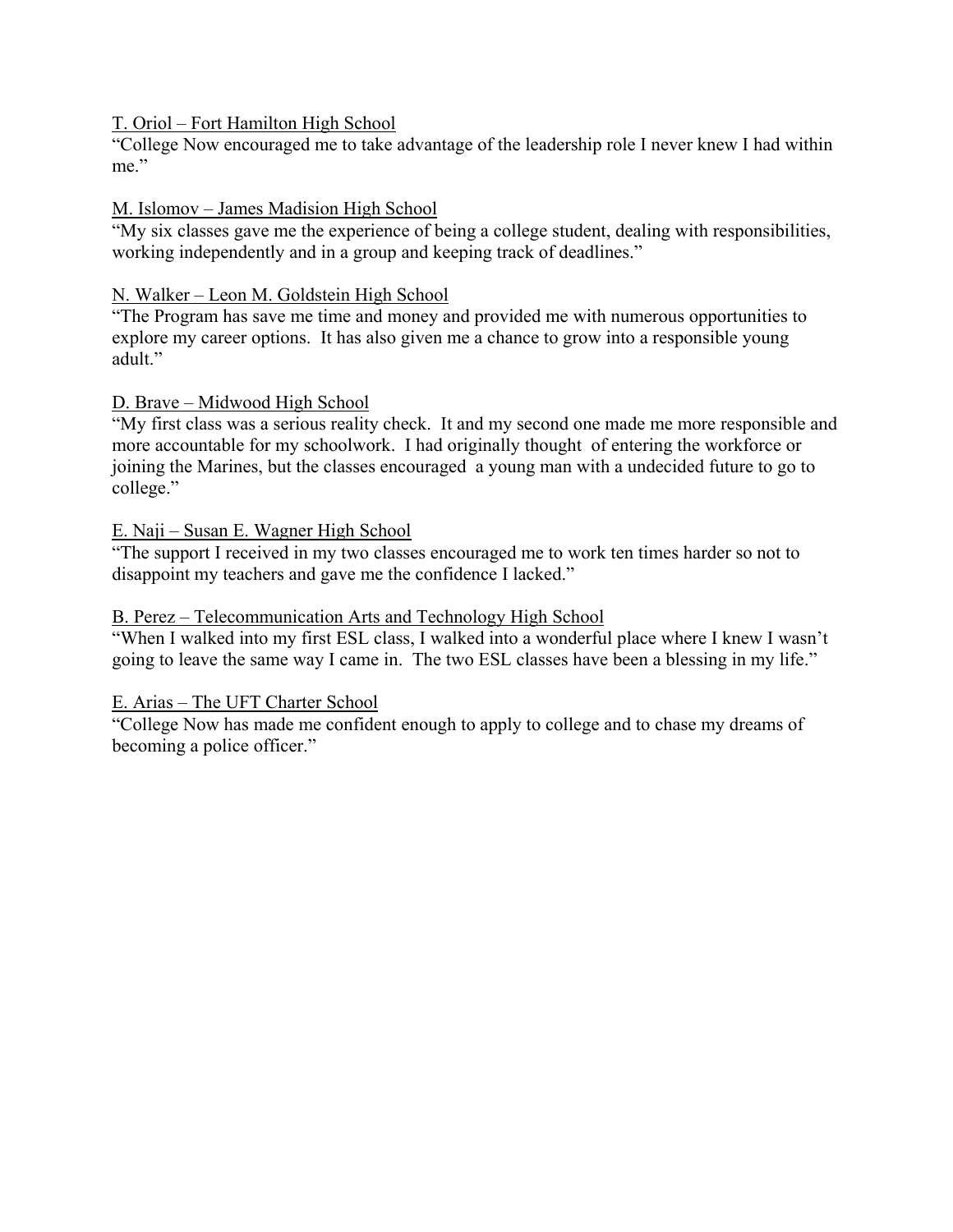<u>T. Oriol – Fort Hamilton High School</u>
"College Now encouraged me to take advantage of the leadership role I never knew I had within me."

<u>M. Islomov – James Madision High School</u>
"My six classes gave me the experience of being a college student, dealing with responsibilities, working independently and in a group and keeping track of deadlines."

<u>N. Walker – Leon M. Goldstein High School</u>
"The Program has save me time and money and provided me with numerous opportunities to explore my career options. It has also given me a chance to grow into a responsible young adult."

<u>D. Brave – Midwood High School</u>
"My first class was a serious reality check. It and my second one made me more responsible and more accountable for my schoolwork. I had originally thought of entering the workforce or joining the Marines, but the classes encouraged a young man with a undecided future to go to college."

<u>E. Naji – Susan E. Wagner High School</u>
"The support I received in my two classes encouraged me to work ten times harder so not to disappoint my teachers and gave me the confidence I lacked."

<u>B. Perez – Telecommunication Arts and Technology High School</u>
"When I walked into my first ESL class, I walked into a wonderful place where I knew I wasn't going to leave the same way I came in. The two ESL classes have been a blessing in my life."

<u>E. Arias – The UFT Charter School</u>
"College Now has made me confident enough to apply to college and to chase my dreams of becoming a police officer."